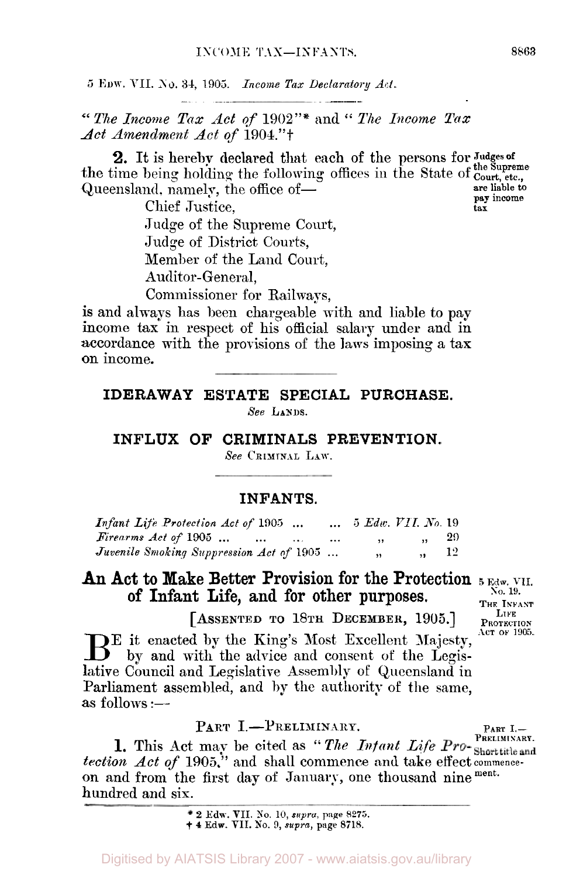5 Edw. VII. No. 34, 1905. *Income Tax Declaratory Act.*

"*The Income Tax Act of* 1902"* and "*The Income Tax Act Amendment Act of* 1904."†

**2.** It is hereby declared that each of the persons for the time being holding the following offices in the State of Queensland, namely, the office of—

Judges of the Supreme Court, etc., are liable to pay income tax

Chief Justice,
Judge of the Supreme Court,
Judge of District Courts,
Member of the Land Court,
Auditor-General,
Commissioner for Railways,

is and always has been chargeable with and liable to pay income tax in respect of his official salary under and in accordance with the provisions of the laws imposing a tax on income.

## IDERAWAY ESTATE SPECIAL PURCHASE.

*See* LANDS.

## INFLUX OF CRIMINALS PREVENTION.

*See* CRIMINAL LAW.

## INFANTS.

| | |
|---|---|
| *Infant Life Protection Act of* 1905 ... ... | 5 *Edw. VII. No.* 19 |
| *Firearms Act of* 1905 ... ... ... ... | " " 29 |
| *Juvenile Smoking Suppression Act of* 1905 ... | " " 12 |

## An Act to Make Better Provision for the Protection of Infant Life, and for other purposes.

5 Edw. VII. No. 19. THE INFANT LIFE PROTECTION ACT OF 1905.

[ASSENTED TO 18TH DECEMBER, 1905.]

BE it enacted by the King's Most Excellent Majesty, by and with the advice and consent of the Legislative Council and Legislative Assembly of Queensland in Parliament assembled, and by the authority of the same, as follows:—

### PART I.—PRELIMINARY.

PART I.—PRELIMINARY.

Short title and commencement.

**1.** This Act may be cited as "*The Infant Life Protection Act of* 1905," and shall commence and take effect on and from the first day of January, one thousand nine hundred and six.

\* 2 Edw. VII. No. 10, *supra*, page 8275.
† 4 Edw. VII. No. 9, *supra*, page 8718.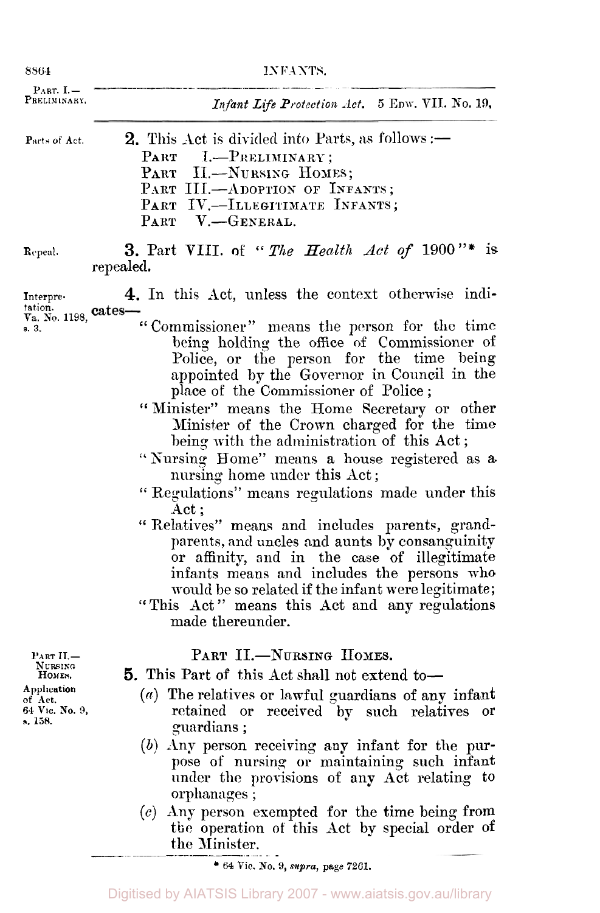*Infant Life Protection Act.* 5 EDW. VII. No. 19.

Parts of Act.

**2.** This Act is divided into Parts, as follows:—

PART I.—PRELIMINARY;
PART II.—NURSING HOMES;
PART III.—ADOPTION OF INFANTS;
PART IV.—ILLEGITIMATE INFANTS;
PART V.—GENERAL.

Repeal.

**3.** Part VIII. of "*The Health Act of* 1900"* is repealed.

Interpretation. Va. No. 1198, s. 3.

**4.** In this Act, unless the context otherwise indicates—

"Commissioner" means the person for the time being holding the office of Commissioner of Police, or the person for the time being appointed by the Governor in Council in the place of the Commissioner of Police;

"Minister" means the Home Secretary or other Minister of the Crown charged for the time being with the administration of this Act;

"Nursing Home" means a house registered as a nursing home under this Act;

"Regulations" means regulations made under this Act;

"Relatives" means and includes parents, grandparents, and uncles and aunts by consanguinity or affinity, and in the case of illegitimate infants means and includes the persons who would be so related if the infant were legitimate;

"This Act" means this Act and any regulations made thereunder.

## PART II.—NURSING HOMES.

Application of Act. 64 Vic. No. 9, s. 158.

**5.** This Part of this Act shall not extend to—

(*a*) The relatives or lawful guardians of any infant retained or received by such relatives or guardians;

(*b*) Any person receiving any infant for the purpose of nursing or maintaining such infant under the provisions of any Act relating to orphanages;

(*c*) Any person exempted for the time being from the operation of this Act by special order of the Minister.

\* 64 Vic. No. 9, *supra*, page 7261.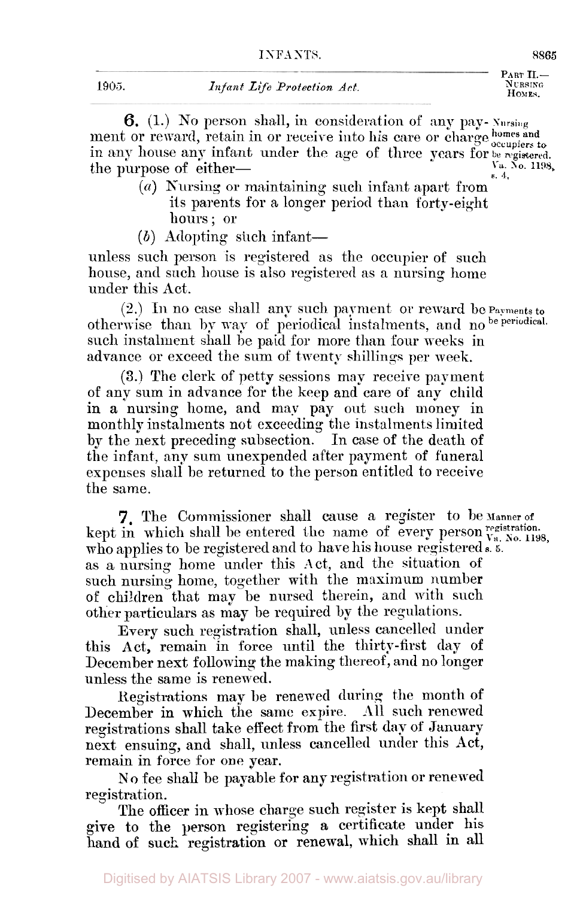**6.** (1.) No person shall, in consideration of any payment or reward, retain in or receive into his care or charge in any house any infant under the age of three years for the purpose of either—

*Nursing homes and occupiers to be registered. Va. No. 1198, s. 4.*

- (*a*) Nursing or maintaining such infant apart from its parents for a longer period than forty-eight hours; or
- (*b*) Adopting such infant—

unless such person is registered as the occupier of such house, and such house is also registered as a nursing home under this Act.

(2.) In no case shall any such payment or reward be otherwise than by way of periodical instalments, and no such instalment shall be paid for more than four weeks in advance or exceed the sum of twenty shillings per week.

*Payments to be periodical.*

(3.) The clerk of petty sessions may receive payment of any sum in advance for the keep and care of any child in a nursing home, and may pay out such money in monthly instalments not exceeding the instalments limited by the next preceding subsection. In case of the death of the infant, any sum unexpended after payment of funeral expenses shall be returned to the person entitled to receive the same.

**7.** The Commissioner shall cause a register to be kept in which shall be entered the name of every person who applies to be registered and to have his house registered as a nursing home under this Act, and the situation of such nursing home, together with the maximum number of children that may be nursed therein, and with such other particulars as may be required by the regulations.

*Manner of registration. Va. No. 1198, s. 5.*

Every such registration shall, unless cancelled under this Act, remain in force until the thirty-first day of December next following the making thereof, and no longer unless the same is renewed.

Registrations may be renewed during the month of December in which the same expire. All such renewed registrations shall take effect from the first day of January next ensuing, and shall, unless cancelled under this Act, remain in force for one year.

No fee shall be payable for any registration or renewed registration.

The officer in whose charge such register is kept shall give to the person registering a certificate under his hand of such registration or renewal, which shall in all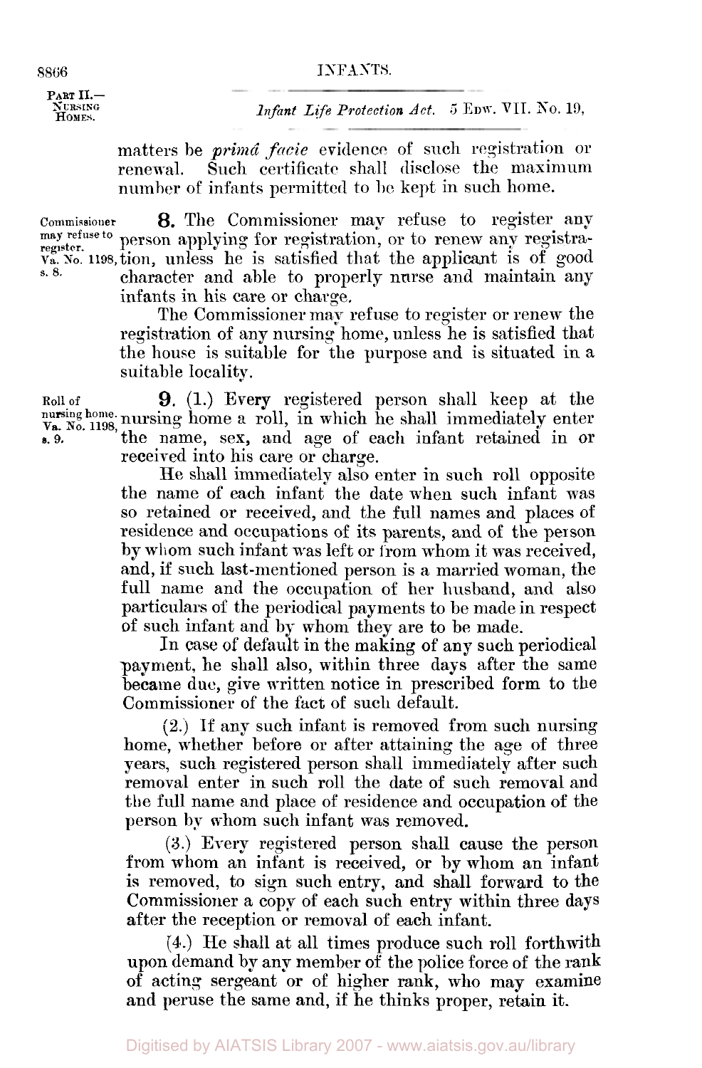matters be *primâ facie* evidence of such registration or renewal. Such certificate shall disclose the maximum number of infants permitted to be kept in such home.

Commissioner may refuse to register. Va. No. 1198, s. 8.

**8.** The Commissioner may refuse to register any person applying for registration, or to renew any registration, unless he is satisfied that the applicant is of good character and able to properly nurse and maintain any infants in his care or charge.

The Commissioner may refuse to register or renew the registration of any nursing home, unless he is satisfied that the house is suitable for the purpose and is situated in a suitable locality.

Roll of nursing home. Va. No. 1198, s. 9.

**9.** (1.) Every registered person shall keep at the nursing home a roll, in which he shall immediately enter the name, sex, and age of each infant retained in or received into his care or charge.

He shall immediately also enter in such roll opposite the name of each infant the date when such infant was so retained or received, and the full names and places of residence and occupations of its parents, and of the person by whom such infant was left or from whom it was received, and, if such last-mentioned person is a married woman, the full name and the occupation of her husband, and also particulars of the periodical payments to be made in respect of such infant and by whom they are to be made.

In case of default in the making of any such periodical payment, he shall also, within three days after the same became due, give written notice in prescribed form to the Commissioner of the fact of such default.

(2.) If any such infant is removed from such nursing home, whether before or after attaining the age of three years, such registered person shall immediately after such removal enter in such roll the date of such removal and the full name and place of residence and occupation of the person by whom such infant was removed.

(3.) Every registered person shall cause the person from whom an infant is received, or by whom an infant is removed, to sign such entry, and shall forward to the Commissioner a copy of each such entry within three days after the reception or removal of each infant.

(4.) He shall at all times produce such roll forthwith upon demand by any member of the police force of the rank of acting sergeant or of higher rank, who may examine and peruse the same and, if he thinks proper, retain it.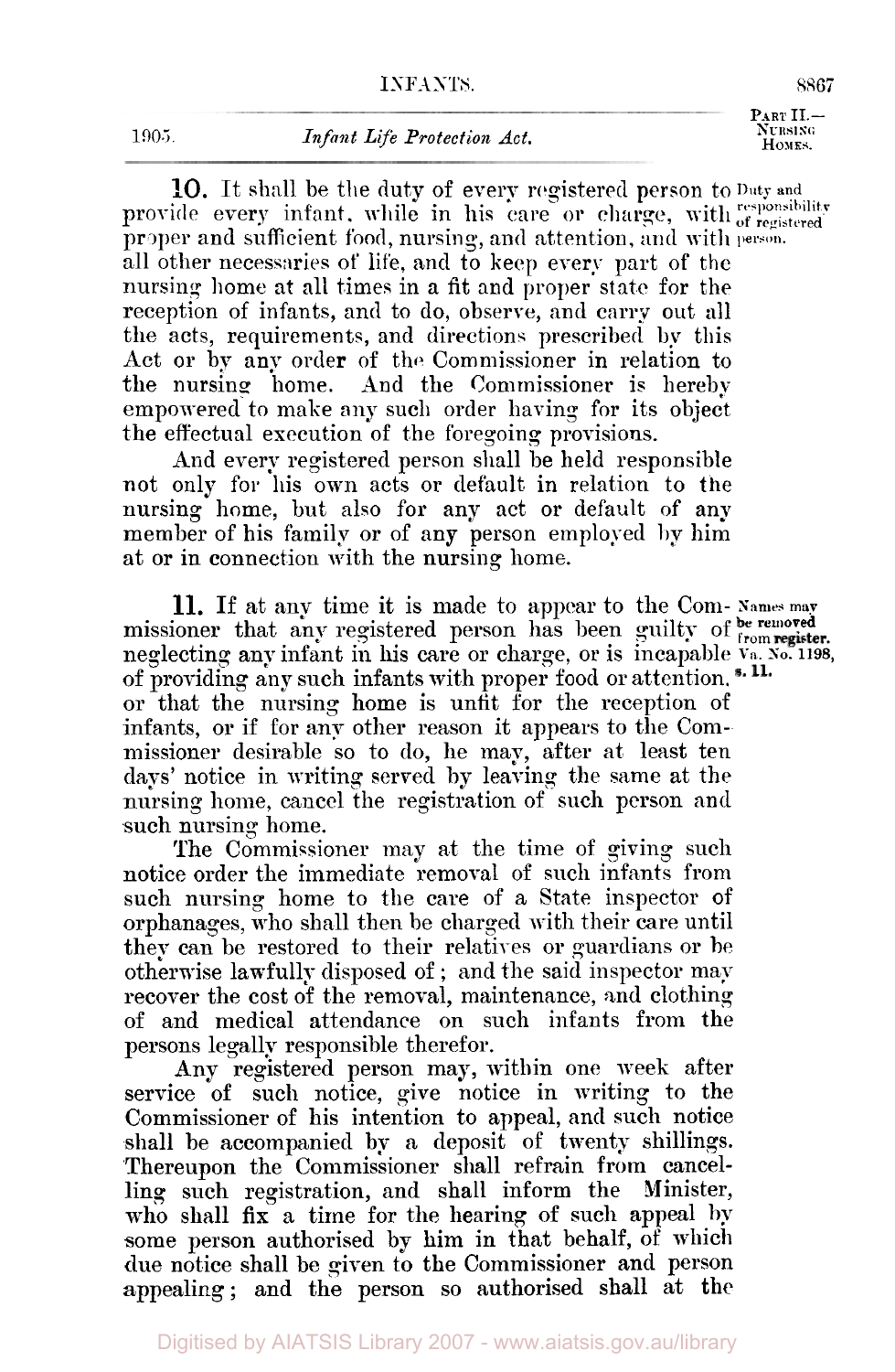**10.** It shall be the duty of every registered person to provide every infant, while in his care or charge, with proper and sufficient food, nursing, and attention, and with all other necessaries of life, and to keep every part of the nursing home at all times in a fit and proper state for the reception of infants, and to do, observe, and carry out all the acts, requirements, and directions prescribed by this Act or by any order of the Commissioner in relation to the nursing home. And the Commissioner is hereby empowered to make any such order having for its object the effectual execution of the foregoing provisions.

*Duty and responsibility of registered person.*

And every registered person shall be held responsible not only for his own acts or default in relation to the nursing home, but also for any act or default of any member of his family or of any person employed by him at or in connection with the nursing home.

**11.** If at any time it is made to appear to the Commissioner that any registered person has been guilty of neglecting any infant in his care or charge, or is incapable of providing any such infants with proper food or attention, or that the nursing home is unfit for the reception of infants, or if for any other reason it appears to the Commissioner desirable so to do, he may, after at least ten days' notice in writing served by leaving the same at the nursing home, cancel the registration of such person and such nursing home.

*Names may be removed from register. Va. No. 1198, s. 11.*

The Commissioner may at the time of giving such notice order the immediate removal of such infants from such nursing home to the care of a State inspector of orphanages, who shall then be charged with their care until they can be restored to their relatives or guardians or be otherwise lawfully disposed of; and the said inspector may recover the cost of the removal, maintenance, and clothing of and medical attendance on such infants from the persons legally responsible therefor.

Any registered person may, within one week after service of such notice, give notice in writing to the Commissioner of his intention to appeal, and such notice shall be accompanied by a deposit of twenty shillings. Thereupon the Commissioner shall refrain from cancelling such registration, and shall inform the Minister, who shall fix a time for the hearing of such appeal by some person authorised by him in that behalf, of which due notice shall be given to the Commissioner and person appealing; and the person so authorised shall at the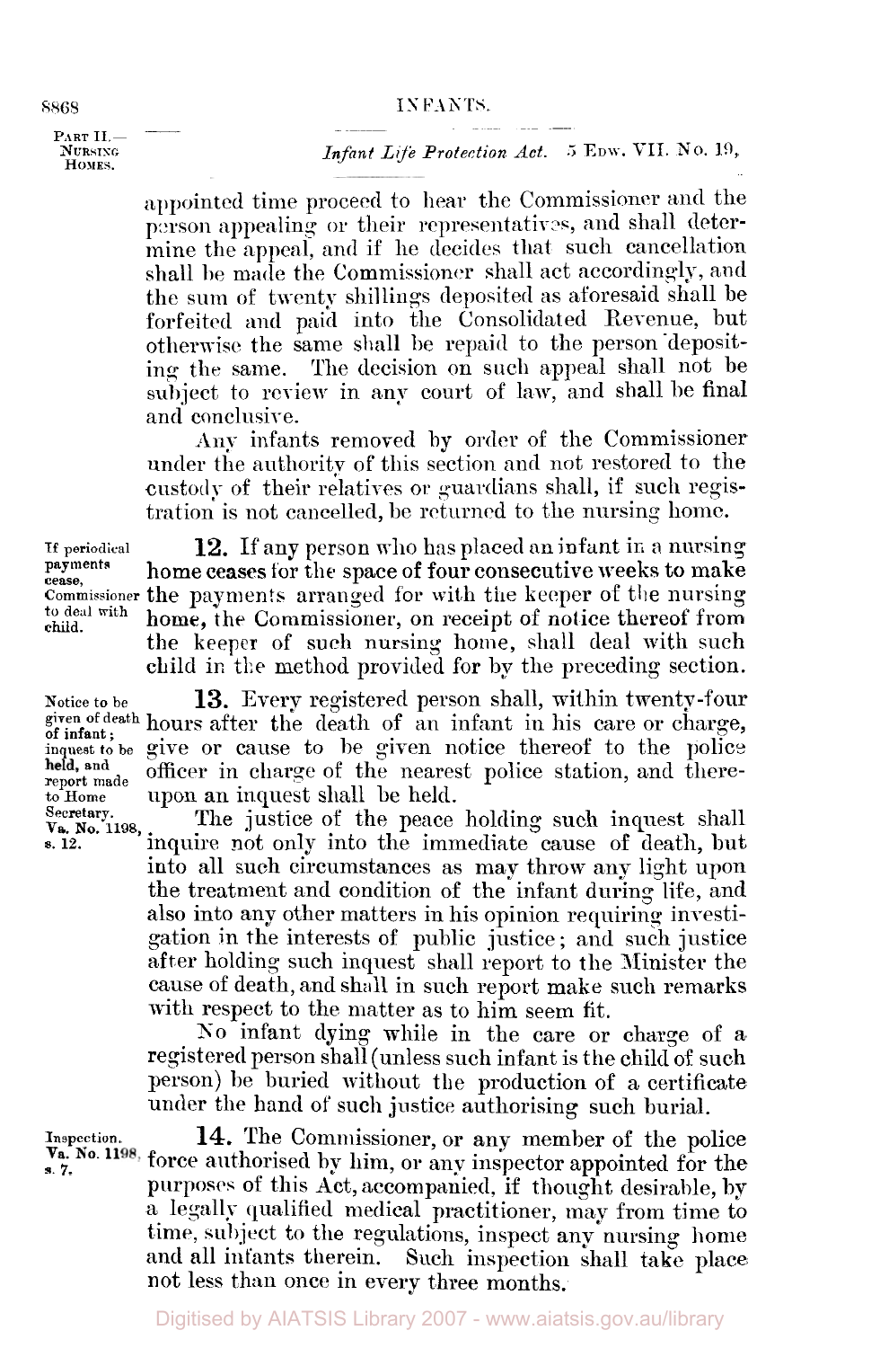appointed time proceed to hear the Commissioner and the person appealing or their representatives, and shall determine the appeal, and if he decides that such cancellation shall be made the Commissioner shall act accordingly, and the sum of twenty shillings deposited as aforesaid shall be forfeited and paid into the Consolidated Revenue, but otherwise the same shall be repaid to the person depositing the same. The decision on such appeal shall not be subject to review in any court of law, and shall be final and conclusive.

Any infants removed by order of the Commissioner under the authority of this section and not restored to the custody of their relatives or guardians shall, if such registration is not cancelled, be returned to the nursing home.

*If periodical payments cease, Commissioner to deal with child.*

**12.** If any person who has placed an infant in a nursing home ceases for the space of four consecutive weeks to make the payments arranged for with the keeper of the nursing home, the Commissioner, on receipt of notice thereof from the keeper of such nursing home, shall deal with such child in the method provided for by the preceding section.

*Notice to be given of death of infant; inquest to be held, and report made to Home Secretary. Va. No. 1198, s. 12.*

**13.** Every registered person shall, within twenty-four hours after the death of an infant in his care or charge, give or cause to be given notice thereof to the police officer in charge of the nearest police station, and thereupon an inquest shall be held.

The justice of the peace holding such inquest shall inquire not only into the immediate cause of death, but into all such circumstances as may throw any light upon the treatment and condition of the infant during life, and also into any other matters in his opinion requiring investigation in the interests of public justice; and such justice after holding such inquest shall report to the Minister the cause of death, and shall in such report make such remarks with respect to the matter as to him seem fit.

No infant dying while in the care or charge of a registered person shall (unless such infant is the child of such person) be buried without the production of a certificate under the hand of such justice authorising such burial.

*Inspection. Va. No. 1198, s. 7.*

**14.** The Commissioner, or any member of the police force authorised by him, or any inspector appointed for the purposes of this Act, accompanied, if thought desirable, by a legally qualified medical practitioner, may from time to time, subject to the regulations, inspect any nursing home and all infants therein. Such inspection shall take place not less than once in every three months.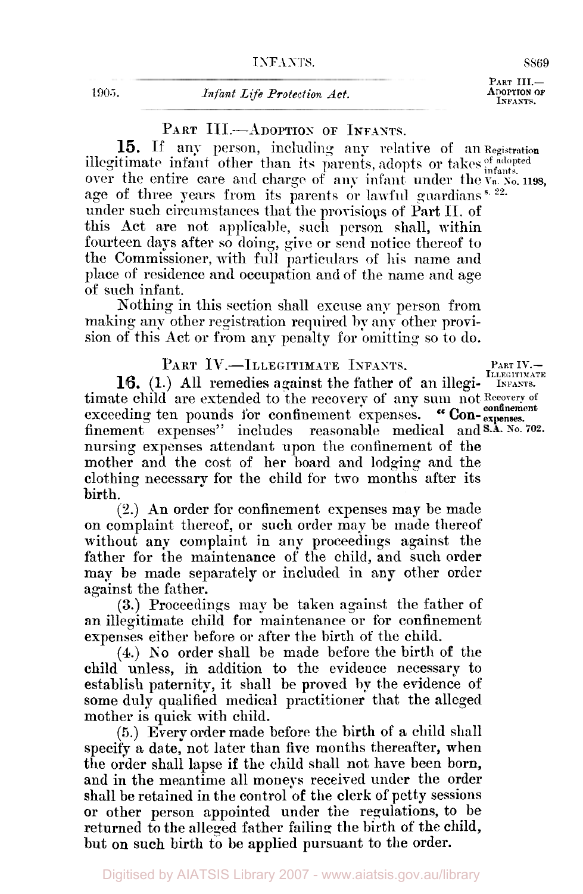## PART III.—ADOPTION OF INFANTS.

**15.** If any person, including any relative of an illegitimate infant other than its parents, adopts or takes over the entire care and charge of any infant under the age of three years from its parents or lawful guardians under such circumstances that the provisions of Part II. of this Act are not applicable, such person shall, within fourteen days after so doing, give or send notice thereof to the Commissioner, with full particulars of his name and place of residence and occupation and of the name and age of such infant.

Registration of adopted infants. Va. No. 1198, s. 22.

Nothing in this section shall excuse any person from making any other registration required by any other provision of this Act or from any penalty for omitting so to do.

## PART IV.—ILLEGITIMATE INFANTS.

**16.** (1.) All remedies against the father of an illegitimate child are extended to the recovery of any sum not exceeding ten pounds for confinement expenses. "Confinement expenses" includes reasonable medical and nursing expenses attendant upon the confinement of the mother and the cost of her board and lodging and the clothing necessary for the child for two months after its birth.

Recovery of confinement expenses. S.A. No. 702.

(2.) An order for confinement expenses may be made on complaint thereof, or such order may be made thereof without any complaint in any proceedings against the father for the maintenance of the child, and such order may be made separately or included in any other order against the father.

(3.) Proceedings may be taken against the father of an illegitimate child for maintenance or for confinement expenses either before or after the birth of the child.

(4.) No order shall be made before the birth of the child unless, in addition to the evidence necessary to establish paternity, it shall be proved by the evidence of some duly qualified medical practitioner that the alleged mother is quick with child.

(5.) Every order made before the birth of a child shall specify a date, not later than five months thereafter, when the order shall lapse if the child shall not have been born, and in the meantime all moneys received under the order shall be retained in the control of the clerk of petty sessions or other person appointed under the regulations, to be returned to the alleged father failing the birth of the child, but on such birth to be applied pursuant to the order.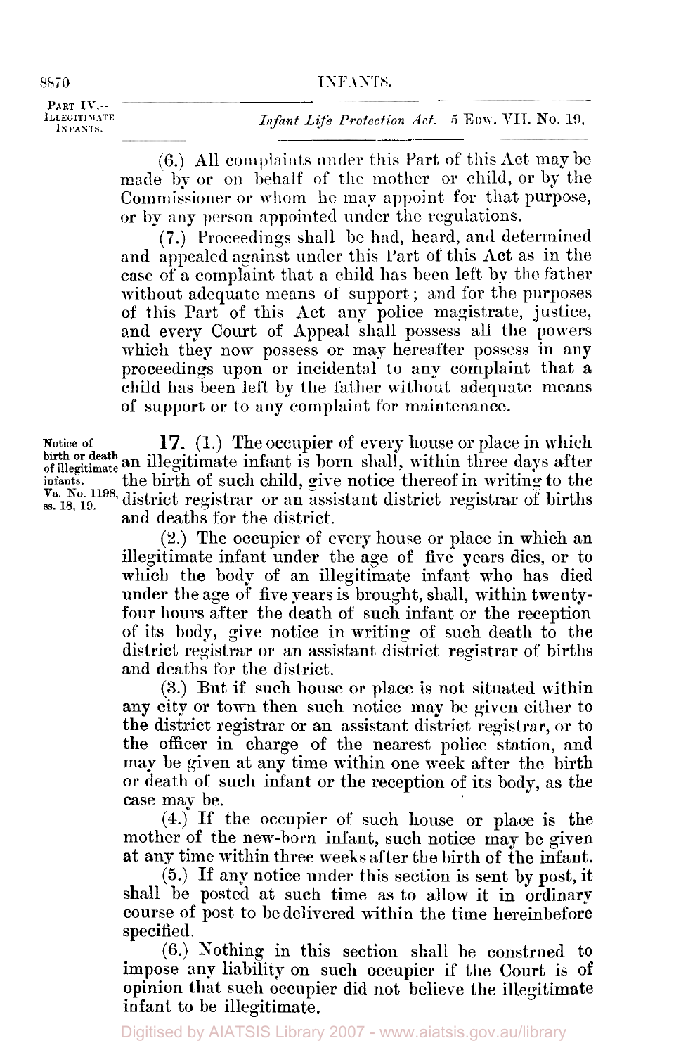(6.) All complaints under this Part of this Act may be made by or on behalf of the mother or child, or by the Commissioner or whom he may appoint for that purpose, or by any person appointed under the regulations.

(7.) Proceedings shall be had, heard, and determined and appealed against under this Part of this Act as in the case of a complaint that a child has been left by the father without adequate means of support; and for the purposes of this Part of this Act any police magistrate, justice, and every Court of Appeal shall possess all the powers which they now possess or may hereafter possess in any proceedings upon or incidental to any complaint that a child has been left by the father without adequate means of support or to any complaint for maintenance.

**Notice of birth or death of illegitimate infants.** Va. No. 1198, ss. 18, 19.

**17.** (1.) The occupier of every house or place in which an illegitimate infant is born shall, within three days after the birth of such child, give notice thereof in writing to the district registrar or an assistant district registrar of births and deaths for the district.

(2.) The occupier of every house or place in which an illegitimate infant under the age of five years dies, or to which the body of an illegitimate infant who has died under the age of five years is brought, shall, within twenty-four hours after the death of such infant or the reception of its body, give notice in writing of such death to the district registrar or an assistant district registrar of births and deaths for the district.

(3.) But if such house or place is not situated within any city or town then such notice may be given either to the district registrar or an assistant district registrar, or to the officer in charge of the nearest police station, and may be given at any time within one week after the birth or death of such infant or the reception of its body, as the case may be.

(4.) If the occupier of such house or place is the mother of the new-born infant, such notice may be given at any time within three weeks after the birth of the infant.

(5.) If any notice under this section is sent by post, it shall be posted at such time as to allow it in ordinary course of post to be delivered within the time hereinbefore specified.

(6.) Nothing in this section shall be construed to impose any liability on such occupier if the Court is of opinion that such occupier did not believe the illegitimate infant to be illegitimate.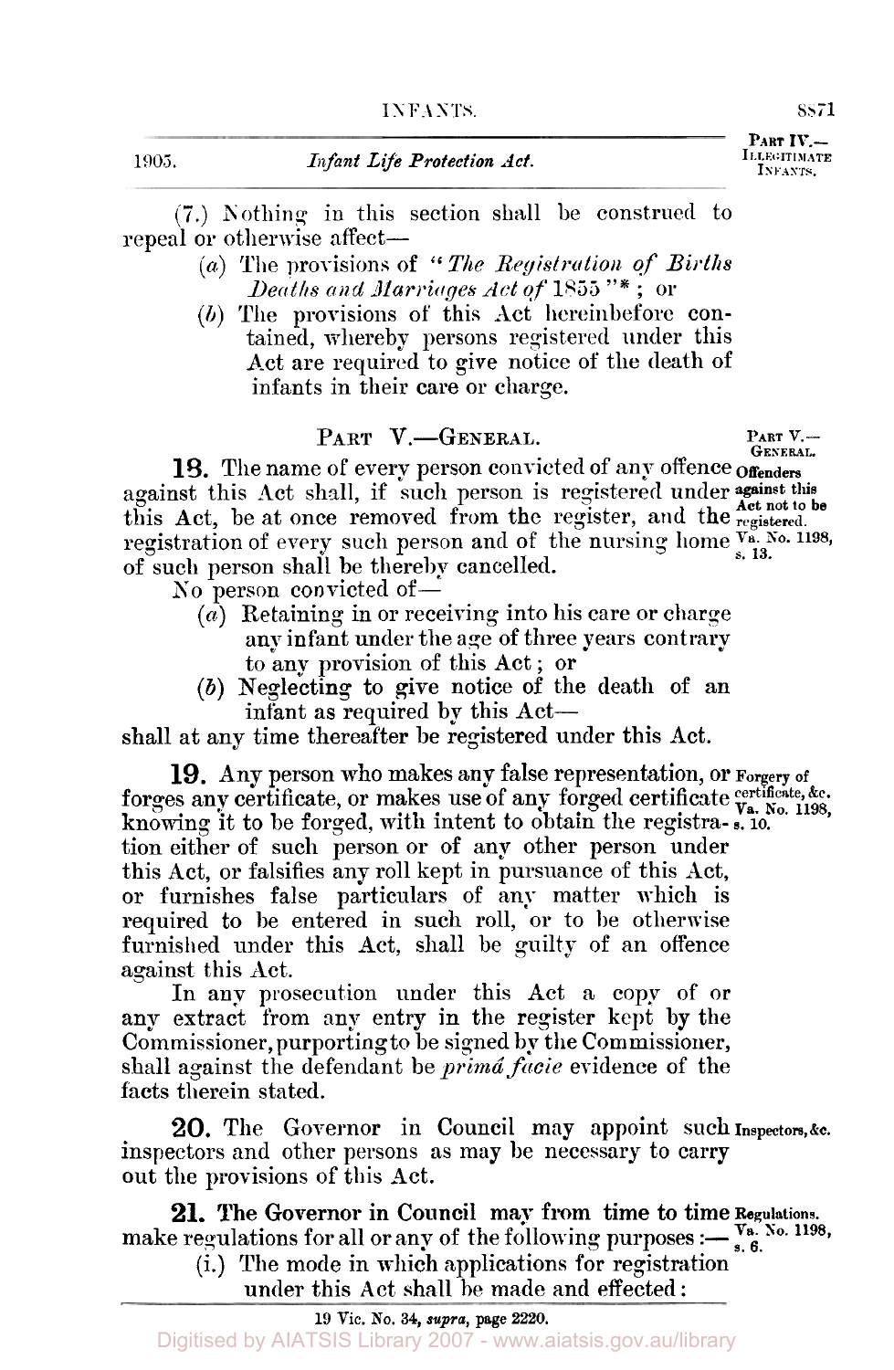(7.) Nothing in this section shall be construed to repeal or otherwise affect—

(*a*) The provisions of "*The Registration of Births Deaths and Marriages Act of* 1855"*; or

(*b*) The provisions of this Act hereinbefore contained, whereby persons registered under this Act are required to give notice of the death of infants in their care or charge.

## PART V.—GENERAL.

**Offenders against this Act not to be registered. Va. No. 1198, s. 13.**

**18.** The name of every person convicted of any offence against this Act shall, if such person is registered under this Act, be at once removed from the register, and the registration of every such person and of the nursing home of such person shall be thereby cancelled.

No person convicted of—

(*a*) Retaining in or receiving into his care or charge any infant under the age of three years contrary to any provision of this Act; or

(*b*) Neglecting to give notice of the death of an infant as required by this Act—

shall at any time thereafter be registered under this Act.

**Forgery of certificate, &c. Va. No. 1198, s. 10.**

**19.** Any person who makes any false representation, or forges any certificate, or makes use of any forged certificate knowing it to be forged, with intent to obtain the registration either of such person or of any other person under this Act, or falsifies any roll kept in pursuance of this Act, or furnishes false particulars of any matter which is required to be entered in such roll, or to be otherwise furnished under this Act, shall be guilty of an offence against this Act.

In any prosecution under this Act a copy of or any extract from any entry in the register kept by the Commissioner, purporting to be signed by the Commissioner, shall against the defendant be *primâ facie* evidence of the facts therein stated.

**Inspectors, &c.**

**20.** The Governor in Council may appoint such inspectors and other persons as may be necessary to carry out the provisions of this Act.

**Regulations. Va. No. 1198, s. 6.**

**21.** The Governor in Council may from time to time make regulations for all or any of the following purposes:—

(i.) The mode in which applications for registration under this Act shall be made and effected:

---

\* 19 Vic. No. 34, *supra*, page 2220.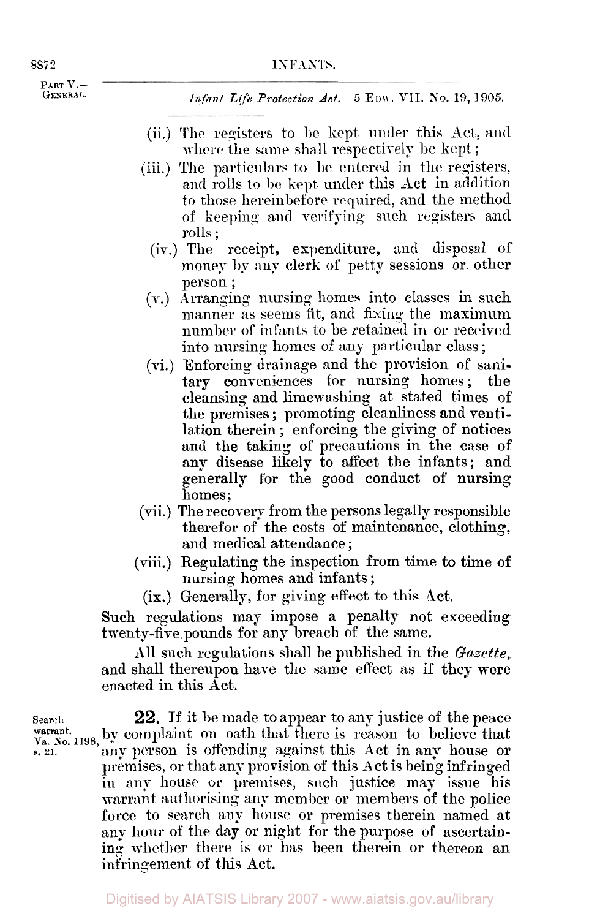*Infant Life Protection Act.* 5 EDW. VII. No. 19, 1905.

(ii.) The registers to be kept under this Act, and where the same shall respectively be kept;

(iii.) The particulars to be entered in the registers, and rolls to be kept under this Act in addition to those hereinbefore required, and the method of keeping and verifying such registers and rolls;

(iv.) The receipt, expenditure, and disposal of money by any clerk of petty sessions or other person;

(v.) Arranging nursing homes into classes in such manner as seems fit, and fixing the maximum number of infants to be retained in or received into nursing homes of any particular class;

(vi.) Enforcing drainage and the provision of sanitary conveniences for nursing homes; the cleansing and limewashing at stated times of the premises; promoting cleanliness and ventilation therein; enforcing the giving of notices and the taking of precautions in the case of any disease likely to affect the infants; and generally for the good conduct of nursing homes;

(vii.) The recovery from the persons legally responsible therefor of the costs of maintenance, clothing, and medical attendance;

(viii.) Regulating the inspection from time to time of nursing homes and infants;

(ix.) Generally, for giving effect to this Act.

Such regulations may impose a penalty not exceeding twenty-five pounds for any breach of the same.

All such regulations shall be published in the *Gazette*, and shall thereupon have the same effect as if they were enacted in this Act.

Search warrant. Va. No. 1198, s. 21.

**22.** If it be made to appear to any justice of the peace by complaint on oath that there is reason to believe that any person is offending against this Act in any house or premises, or that any provision of this Act is being infringed in any house or premises, such justice may issue his warrant authorising any member or members of the police force to search any house or premises therein named at any hour of the day or night for the purpose of ascertaining whether there is or has been therein or thereon an infringement of this Act.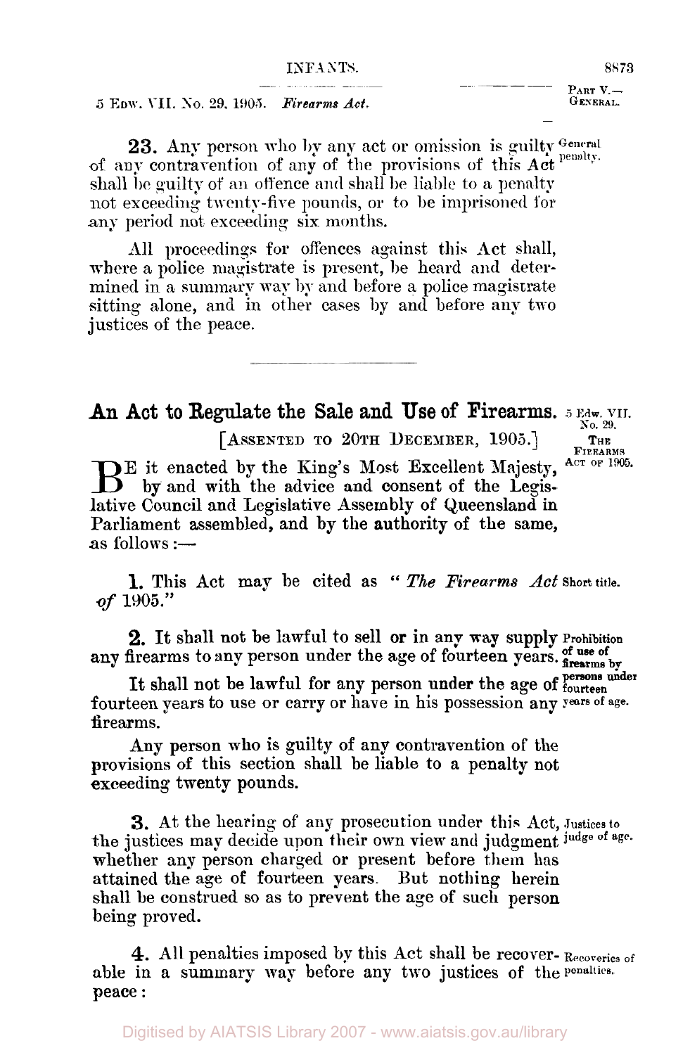**23.** Any person who by any act or omission is guilty of any contravention of any of the provisions of this Act shall be guilty of an offence and shall be liable to a penalty not exceeding twenty-five pounds, or to be imprisoned for any period not exceeding six months.

General penalty.

All proceedings for offences against this Act shall, where a police magistrate is present, be heard and determined in a summary way by and before a police magistrate sitting alone, and in other cases by and before any two justices of the peace.

---

# An Act to Regulate the Sale and Use of Firearms.

5 Edw. VII. No. 29.

THE FIREARMS ACT OF 1905.

[ASSENTED TO 20TH DECEMBER, 1905.]

BE it enacted by the King's Most Excellent Majesty, by and with the advice and consent of the Legislative Council and Legislative Assembly of Queensland in Parliament assembled, and by the authority of the same, as follows:—

**1.** This Act may be cited as "*The Firearms Act of* 1905."

Short title.

**2.** It shall not be lawful to sell or in any way supply any firearms to any person under the age of fourteen years.

Prohibition of use of firearms by persons under fourteen years of age.

It shall not be lawful for any person under the age of fourteen years to use or carry or have in his possession any firearms.

Any person who is guilty of any contravention of the provisions of this section shall be liable to a penalty not exceeding twenty pounds.

**3.** At the hearing of any prosecution under this Act, the justices may decide upon their own view and judgment whether any person charged or present before them has attained the age of fourteen years. But nothing herein shall be construed so as to prevent the age of such person being proved.

Justices to judge of age.

**4.** All penalties imposed by this Act shall be recoverable in a summary way before any two justices of the peace:

Recoveries of penalties.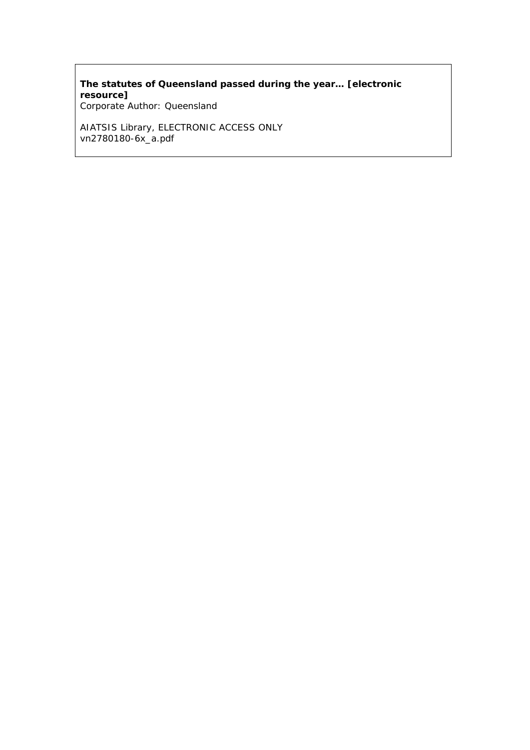**The statutes of Queensland passed during the year… [electronic resource]**
Corporate Author: Queensland

AIATSIS Library, ELECTRONIC ACCESS ONLY
vn2780180-6x_a.pdf